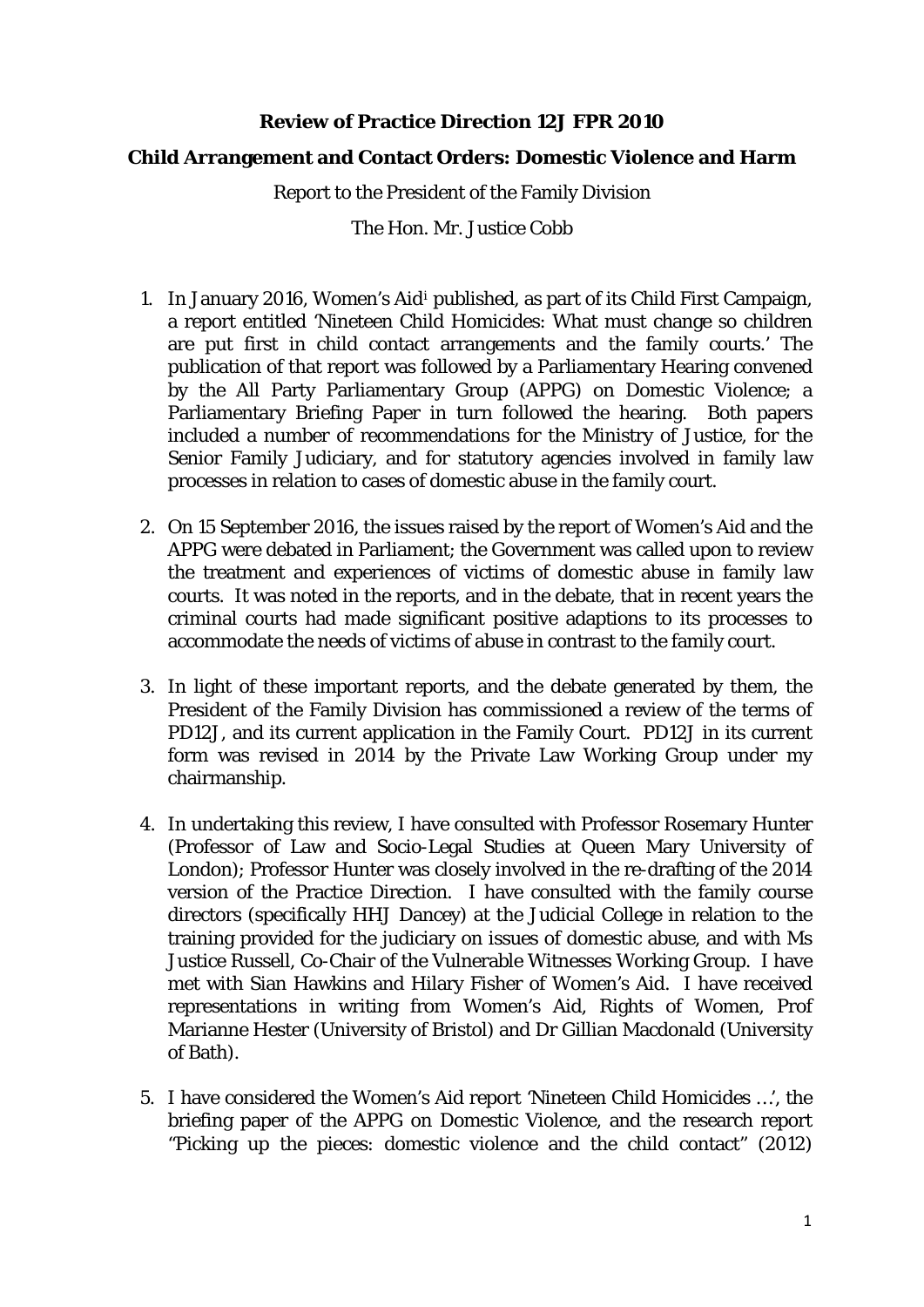**Review of Practice Direction 12J FPR 2010**

**Child Arrangement and Contact Orders: Domestic Violence and Harm**

Report to the President of the Family Division

The Hon. Mr. Justice Cobb

1. In January 2016, Women's Aid[i] published, as part of its Child First Campaign, a report entitled 'Nineteen Child Homicides: What must change so children are put first in child contact arrangements and the family courts.' The publication of that report was followed by a Parliamentary Hearing convened by the All Party Parliamentary Group (APPG) on Domestic Violence; a Parliamentary Briefing Paper in turn followed the hearing. Both papers included a number of recommendations for the Ministry of Justice, for the Senior Family Judiciary, and for statutory agencies involved in family law processes in relation to cases of domestic abuse in the family court.

2. On 15 September 2016, the issues raised by the report of Women's Aid and the APPG were debated in Parliament; the Government was called upon to review the treatment and experiences of victims of domestic abuse in family law courts. It was noted in the reports, and in the debate, that in recent years the criminal courts had made significant positive adaptions to its processes to accommodate the needs of victims of abuse in contrast to the family court.

3. In light of these important reports, and the debate generated by them, the President of the Family Division has commissioned a review of the terms of PD12J, and its current application in the Family Court. PD12J in its current form was revised in 2014 by the Private Law Working Group under my chairmanship.

4. In undertaking this review, I have consulted with Professor Rosemary Hunter (Professor of Law and Socio-Legal Studies at Queen Mary University of London); Professor Hunter was closely involved in the re-drafting of the 2014 version of the Practice Direction. I have consulted with the family course directors (specifically HHJ Dancey) at the Judicial College in relation to the training provided for the judiciary on issues of domestic abuse, and with Ms Justice Russell, Co-Chair of the Vulnerable Witnesses Working Group. I have met with Sian Hawkins and Hilary Fisher of Women's Aid. I have received representations in writing from Women's Aid, Rights of Women, Prof Marianne Hester (University of Bristol) and Dr Gillian Macdonald (University of Bath).

5. I have considered the Women's Aid report 'Nineteen Child Homicides …', the briefing paper of the APPG on Domestic Violence, and the research report "Picking up the pieces: domestic violence and the child contact" (2012)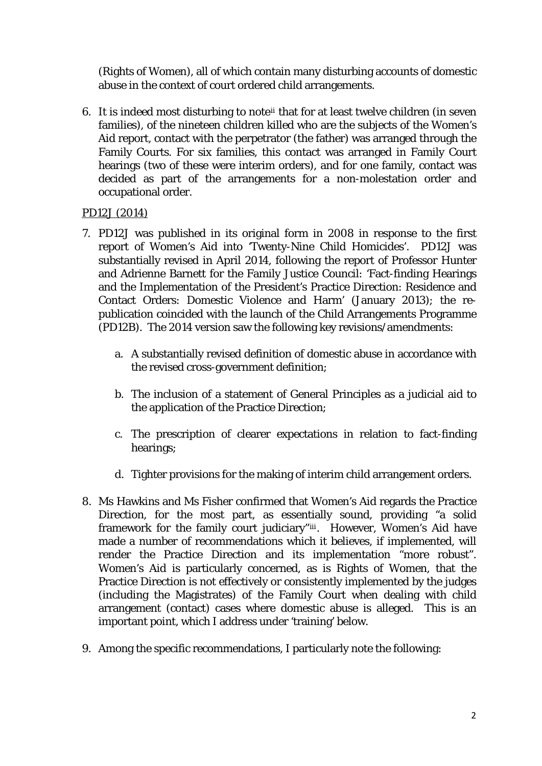(Rights of Women), all of which contain many disturbing accounts of domestic abuse in the context of court ordered child arrangements.

6. It is indeed most disturbing to note[ii] that for at least twelve children (in seven families), of the nineteen children killed who are the subjects of the Women's Aid report, contact with the perpetrator (the father) was arranged through the Family Courts. For six families, this contact was arranged in Family Court hearings (two of these were interim orders), and for one family, contact was decided as part of the arrangements for a non-molestation order and occupational order.

<u>PD12J (2014)</u>

7. PD12J was published in its original form in 2008 in response to the first report of Women's Aid into 'Twenty-Nine Child Homicides'. PD12J was substantially revised in April 2014, following the report of Professor Hunter and Adrienne Barnett for the Family Justice Council: 'Fact-finding Hearings and the Implementation of the President's Practice Direction: Residence and Contact Orders: Domestic Violence and Harm' (January 2013); the re-publication coincided with the launch of the Child Arrangements Programme (PD12B). The 2014 version saw the following key revisions/amendments:

    a. A substantially revised definition of domestic abuse in accordance with the revised cross-government definition;

    b. The inclusion of a statement of General Principles as a judicial aid to the application of the Practice Direction;

    c. The prescription of clearer expectations in relation to fact-finding hearings;

    d. Tighter provisions for the making of interim child arrangement orders.

8. Ms Hawkins and Ms Fisher confirmed that Women's Aid regards the Practice Direction, for the most part, as essentially sound, providing "a solid framework for the family court judiciary"[iii]. However, Women's Aid have made a number of recommendations which it believes, if implemented, will render the Practice Direction and its implementation "more robust". Women's Aid is particularly concerned, as is Rights of Women, that the Practice Direction is not effectively or consistently implemented by the judges (including the Magistrates) of the Family Court when dealing with child arrangement (contact) cases where domestic abuse is alleged. This is an important point, which I address under 'training' below.

9. Among the specific recommendations, I particularly note the following: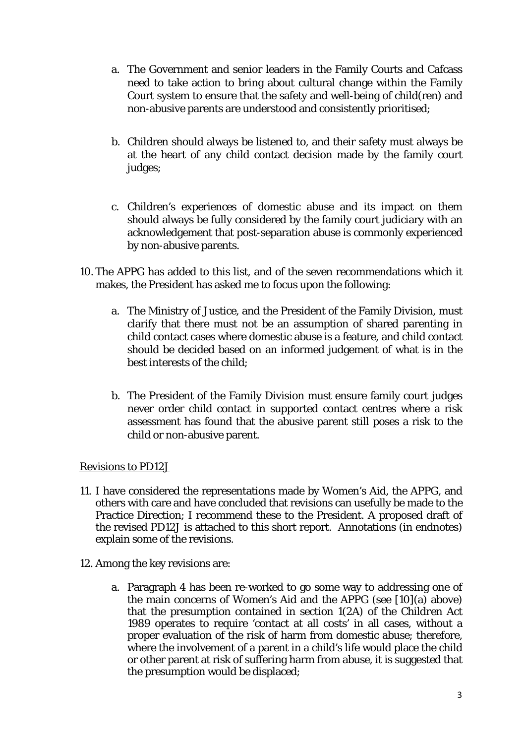a. The Government and senior leaders in the Family Courts and Cafcass need to take action to bring about cultural change within the Family Court system to ensure that the safety and well-being of child(ren) and non-abusive parents are understood and consistently prioritised;

b. Children should always be listened to, and their safety must always be at the heart of any child contact decision made by the family court judges;

c. Children's experiences of domestic abuse and its impact on them should always be fully considered by the family court judiciary with an acknowledgement that post-separation abuse is commonly experienced by non-abusive parents.

10. The APPG has added to this list, and of the seven recommendations which it makes, the President has asked me to focus upon the following:

    a. The Ministry of Justice, and the President of the Family Division, must clarify that there must not be an assumption of shared parenting in child contact cases where domestic abuse is a feature, and child contact should be decided based on an informed judgement of what is in the best interests of the child;

    b. The President of the Family Division must ensure family court judges never order child contact in supported contact centres where a risk assessment has found that the abusive parent still poses a risk to the child or non-abusive parent.

<u>Revisions to PD12J</u>

11. I have considered the representations made by Women's Aid, the APPG, and others with care and have concluded that revisions can usefully be made to the Practice Direction; I recommend these to the President. A proposed draft of the revised PD12J is attached to this short report. Annotations (in endnotes) explain some of the revisions.

12. Among the key revisions are:

    a. Paragraph 4 has been re-worked to go some way to addressing one of the main concerns of Women's Aid and the APPG (see [10](a) above) that the presumption contained in section 1(2A) of the Children Act 1989 operates to require 'contact at all costs' in all cases, without a proper evaluation of the risk of harm from domestic abuse; therefore, where the involvement of a parent in a child's life would place the child or other parent at risk of suffering harm from abuse, it is suggested that the presumption would be displaced;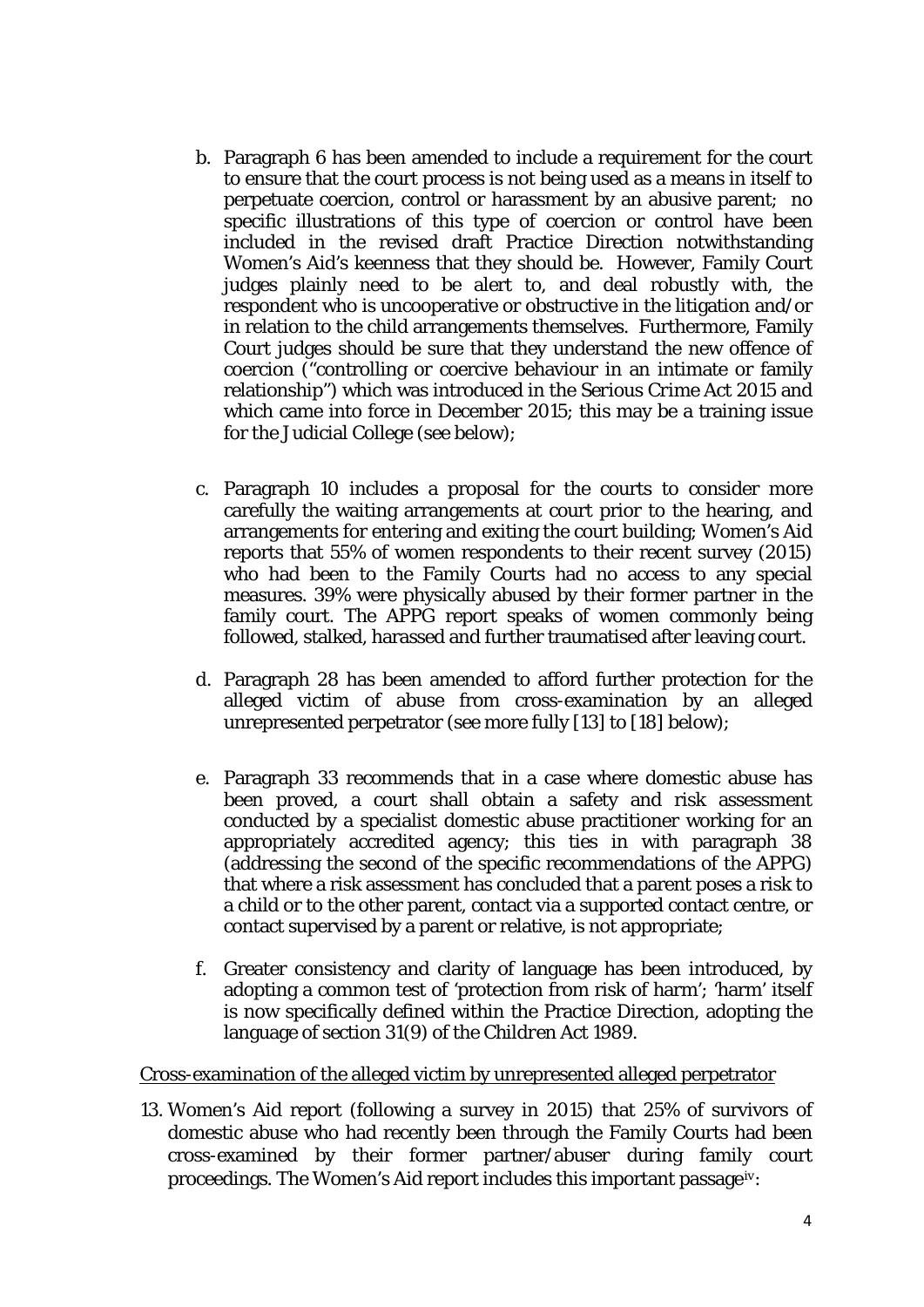b. Paragraph 6 has been amended to include a requirement for the court to ensure that the court process is not being used as a means in itself to perpetuate coercion, control or harassment by an abusive parent; no specific illustrations of this type of coercion or control have been included in the revised draft Practice Direction notwithstanding Women's Aid's keenness that they should be. However, Family Court judges plainly need to be alert to, and deal robustly with, the respondent who is uncooperative or obstructive in the litigation and/or in relation to the child arrangements themselves. Furthermore, Family Court judges should be sure that they understand the new offence of coercion ("controlling or coercive behaviour in an intimate or family relationship") which was introduced in the Serious Crime Act 2015 and which came into force in December 2015; this may be a training issue for the Judicial College (see below);

c. Paragraph 10 includes a proposal for the courts to consider more carefully the waiting arrangements at court prior to the hearing, and arrangements for entering and exiting the court building; Women's Aid reports that 55% of women respondents to their recent survey (2015) who had been to the Family Courts had no access to any special measures. 39% were physically abused by their former partner in the family court. The APPG report speaks of women commonly being followed, stalked, harassed and further traumatised after leaving court.

d. Paragraph 28 has been amended to afford further protection for the alleged victim of abuse from cross-examination by an alleged unrepresented perpetrator (see more fully [13] to [18] below);

e. Paragraph 33 recommends that in a case where domestic abuse has been proved, a court shall obtain a safety and risk assessment conducted by a specialist domestic abuse practitioner working for an appropriately accredited agency; this ties in with paragraph 38 (addressing the second of the specific recommendations of the APPG) that where a risk assessment has concluded that a parent poses a risk to a child or to the other parent, contact via a supported contact centre, or contact supervised by a parent or relative, is not appropriate;

f. Greater consistency and clarity of language has been introduced, by adopting a common test of 'protection from risk of harm'; 'harm' itself is now specifically defined within the Practice Direction, adopting the language of section 31(9) of the *Children Act 1989*.

<u>Cross-examination of the alleged victim by unrepresented alleged perpetrator</u>

13. Women's Aid report (following a survey in 2015) that 25% of survivors of domestic abuse who had recently been through the Family Courts had been cross-examined by their former partner/abuser during family court proceedings. The Women's Aid report includes this important passage[iv]: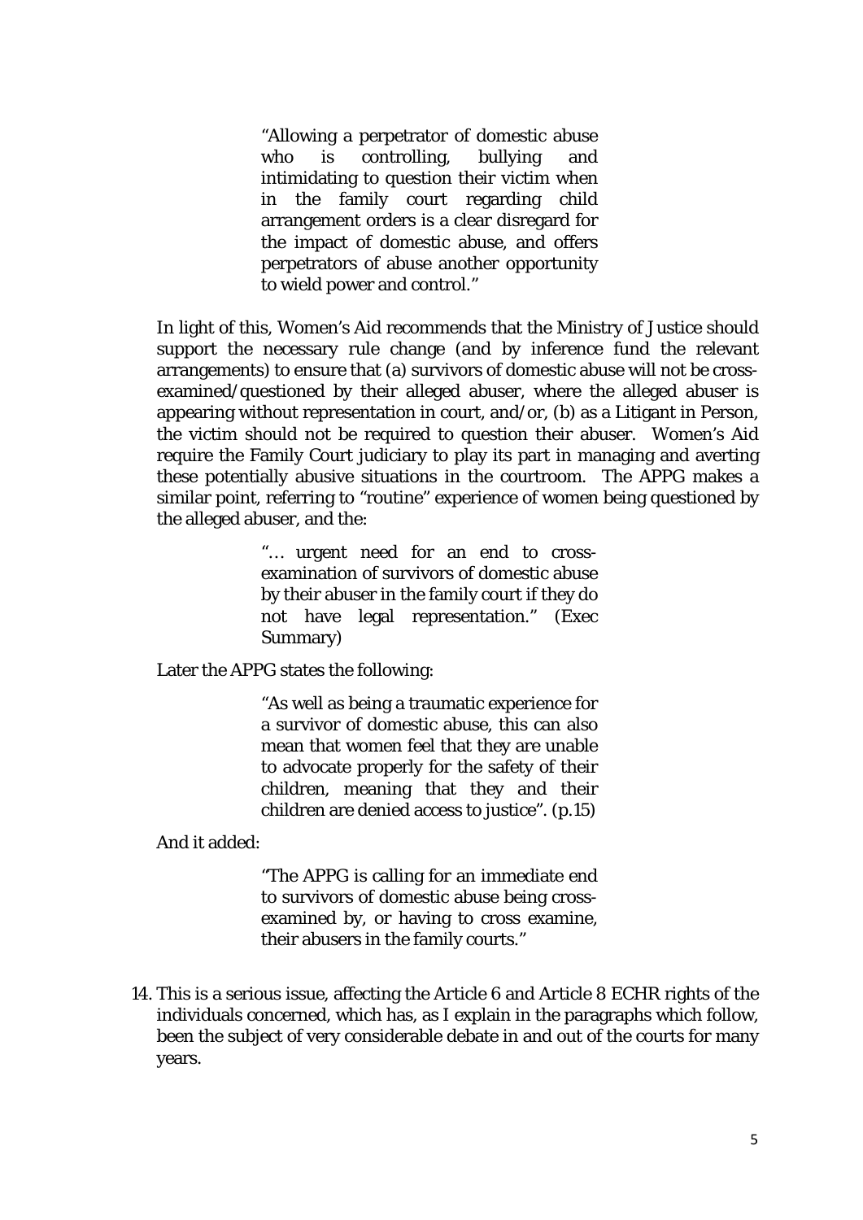> "Allowing a perpetrator of domestic abuse who is controlling, bullying and intimidating to question their victim when in the family court regarding child arrangement orders is a clear disregard for the impact of domestic abuse, and offers perpetrators of abuse another opportunity to wield power and control."

In light of this, Women's Aid recommends that the Ministry of Justice should support the necessary rule change (and by inference fund the relevant arrangements) to ensure that (a) survivors of domestic abuse will not be cross-examined/questioned by their alleged abuser, where the alleged abuser is appearing without representation in court, and/or, (b) as a Litigant in Person, the victim should not be required to question their abuser. Women's Aid require the Family Court judiciary to play its part in managing and averting these potentially abusive situations in the courtroom. The APPG makes a similar point, referring to "routine" experience of women being questioned by the alleged abuser, and the:

> "… urgent need for an end to cross-examination of survivors of domestic abuse by their abuser in the family court if they do not have legal representation." (Exec Summary)

Later the APPG states the following:

> "As well as being a traumatic experience for a survivor of domestic abuse, this can also mean that women feel that they are unable to advocate properly for the safety of their children, meaning that they and their children are denied access to justice". (p.15)

And it added:

> "The APPG is calling for an immediate end to survivors of domestic abuse being cross-examined by, or having to cross examine, their abusers in the family courts."

14. This is a serious issue, affecting the Article 6 and Article 8 ECHR rights of the individuals concerned, which has, as I explain in the paragraphs which follow, been the subject of very considerable debate in and out of the courts for many years.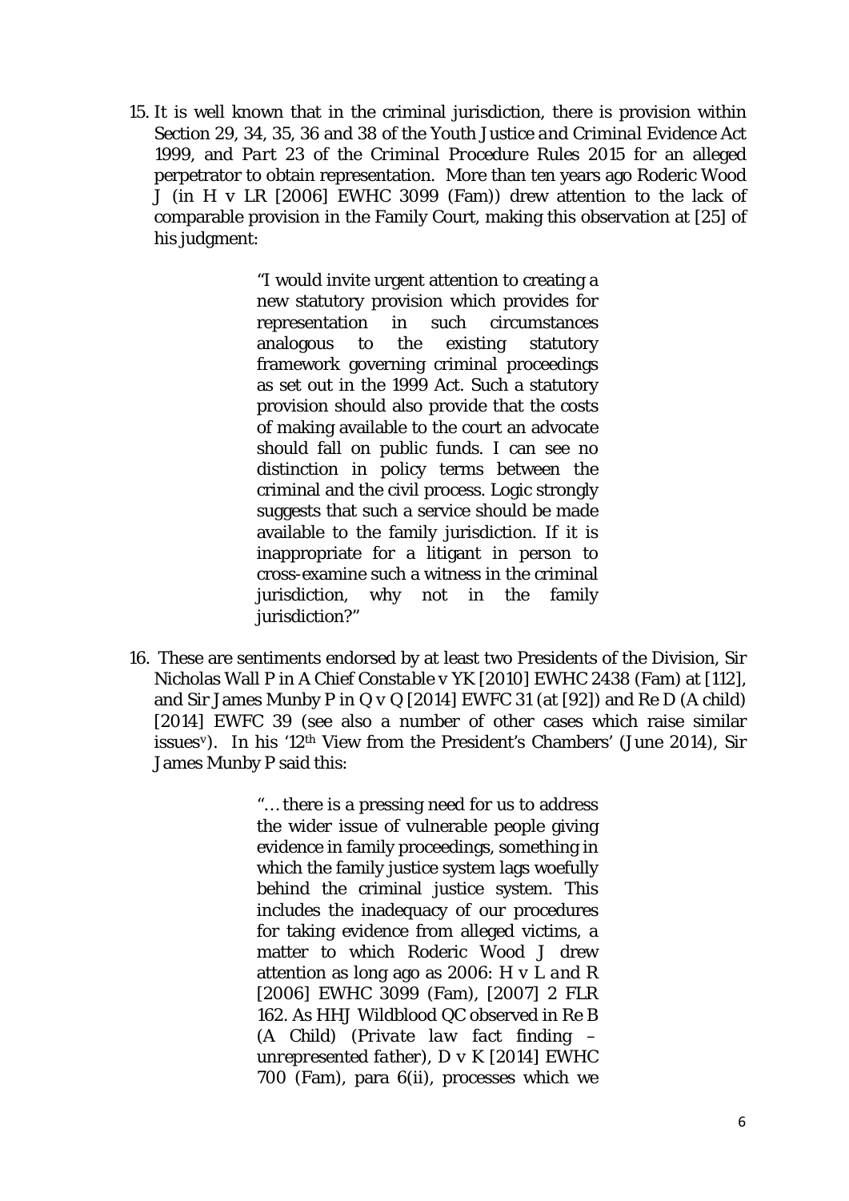15. It is well known that in the criminal jurisdiction, there is provision within Section 29, 34, 35, 36 and 38 of the *Youth Justice and Criminal Evidence Act 1999*, and *Part 23 of the Criminal Procedure Rules 2015* for an alleged perpetrator to obtain representation. More than ten years ago Roderic Wood J (in *H v LR* [2006] EWHC 3099 (Fam)) drew attention to the lack of comparable provision in the Family Court, making this observation at [25] of his judgment:

> "I would invite urgent attention to creating a new statutory provision which provides for representation in such circumstances analogous to the existing statutory framework governing criminal proceedings as set out in the 1999 Act. Such a statutory provision should also provide that the costs of making available to the court an advocate should fall on public funds. I can see no distinction in policy terms between the criminal and the civil process. Logic strongly suggests that such a service should be made available to the family jurisdiction. If it is inappropriate for a litigant in person to cross-examine such a witness in the criminal jurisdiction, why not in the family jurisdiction?"

16. These are sentiments endorsed by at least two Presidents of the Division, Sir Nicholas Wall P in *A Chief Constable v YK* [2010] EWHC 2438 (Fam) at [112], and Sir James Munby P in *Q v Q* [2014] EWFC 31 (at [92]) and *Re D (A child)* [2014] EWFC 39 (see also a number of other cases which raise similar issues[v]). In his '12th View from the President's Chambers' (June 2014), Sir James Munby P said this:

> "… there is a pressing need for us to address the wider issue of vulnerable people giving evidence in family proceedings, something in which the family justice system lags woefully behind the criminal justice system. This includes the inadequacy of our procedures for taking evidence from alleged victims, a matter to which Roderic Wood J drew attention as long ago as 2006: *H v L and R* [2006] EWHC 3099 (Fam), [2007] 2 FLR 162. As HHJ Wildblood QC observed in *Re B (A Child) (Private law fact finding – unrepresented father), D v K* [2014] EWHC 700 (Fam), para 6(ii), processes which we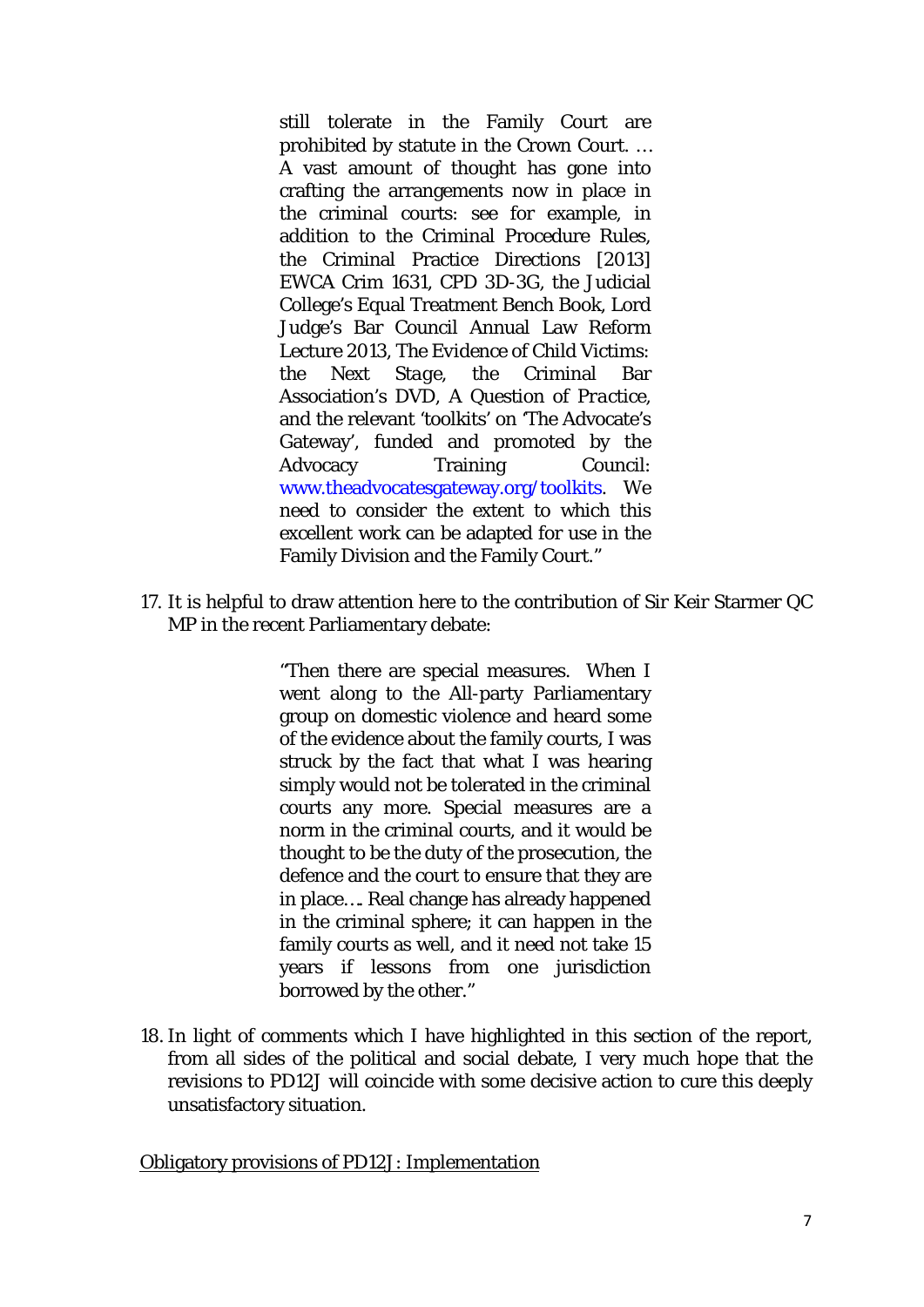> still tolerate in the Family Court are prohibited by statute in the Crown Court. … A vast amount of thought has gone into crafting the arrangements now in place in the criminal courts: see for example, in addition to the Criminal Procedure Rules, the Criminal Practice Directions [2013] EWCA Crim 1631, CPD 3D-3G, the Judicial College's Equal Treatment Bench Book, Lord Judge's Bar Council Annual Law Reform Lecture 2013, The Evidence of Child Victims: the Next Stage, the Criminal Bar Association's DVD, *A Question of Practice*, and the relevant 'toolkits' on 'The Advocate's Gateway', funded and promoted by the Advocacy Training Council: www.theadvocatesgateway.org/toolkits. We need to consider the extent to which this excellent work can be adapted for use in the Family Division and the Family Court."

17. It is helpful to draw attention here to the contribution of Sir Keir Starmer QC MP in the recent Parliamentary debate:

> "Then there are special measures. When I went along to the All-party Parliamentary group on domestic violence and heard some of the evidence about the family courts, I was struck by the fact that what I was hearing simply would not be tolerated in the criminal courts any more. Special measures are a norm in the criminal courts, and it would be thought to be the duty of the prosecution, the defence and the court to ensure that they are in place…. Real change has already happened in the criminal sphere; it can happen in the family courts as well, and it need not take 15 years if lessons from one jurisdiction borrowed by the other."

18. In light of comments which I have highlighted in this section of the report, from all sides of the political and social debate, I very much hope that the revisions to PD12J will coincide with some decisive action to cure this deeply unsatisfactory situation.

<u>Obligatory provisions of PD12J: Implementation</u>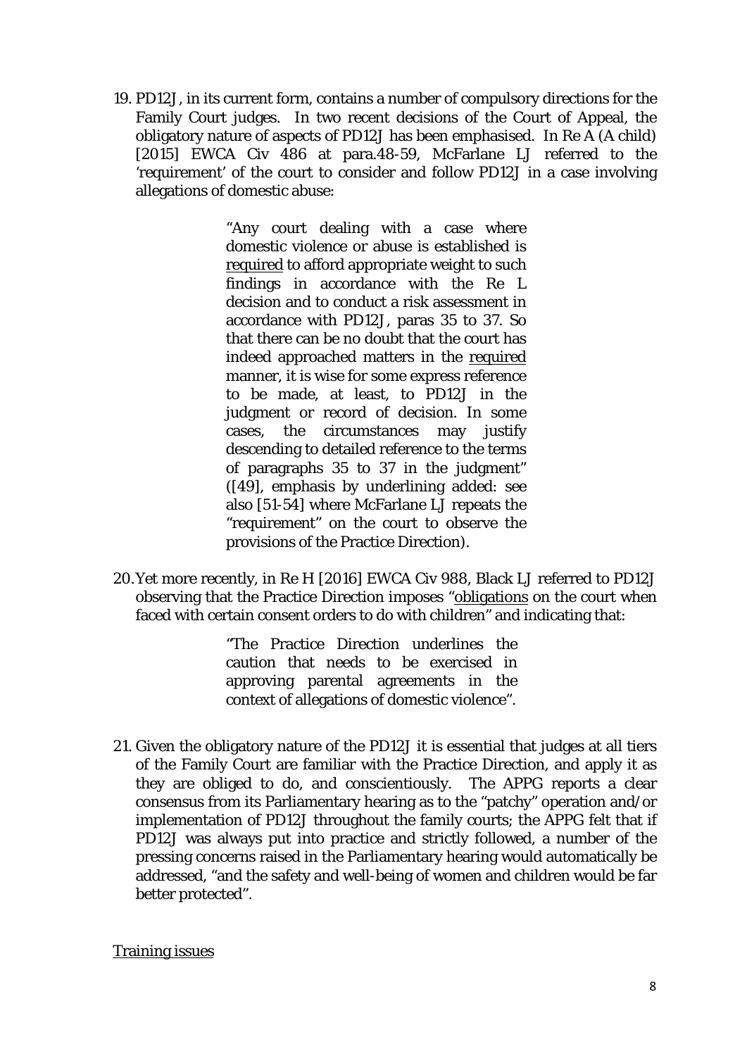19. PD12J, in its current form, contains a number of compulsory directions for the Family Court judges. In two recent decisions of the Court of Appeal, the obligatory nature of aspects of PD12J has been emphasised. In Re A (A child) [2015] EWCA Civ 486 at para.48-59, McFarlane LJ referred to the 'requirement' of the court to consider and follow PD12J in a case involving allegations of domestic abuse:

> "Any court dealing with a case where domestic violence or abuse is established is <u>required</u> to afford appropriate weight to such findings in accordance with the Re L decision and to conduct a risk assessment in accordance with PD12J, paras 35 to 37. So that there can be no doubt that the court has indeed approached matters in the <u>required</u> manner, it is wise for some express reference to be made, at least, to PD12J in the judgment or record of decision. In some cases, the circumstances may justify descending to detailed reference to the terms of paragraphs 35 to 37 in the judgment" ([49], emphasis by underlining added: see also [51-54] where McFarlane LJ repeats the "requirement" on the court to observe the provisions of the Practice Direction).

20. Yet more recently, in Re H [2016] EWCA Civ 988, Black LJ referred to PD12J observing that the Practice Direction imposes "<u>obligations</u> on the court when faced with certain consent orders to do with children" and indicating that:

> "The Practice Direction underlines the caution that needs to be exercised in approving parental agreements in the context of allegations of domestic violence".

21. Given the obligatory nature of the PD12J it is essential that judges at all tiers of the Family Court are familiar with the Practice Direction, and apply it as they are obliged to do, and conscientiously. The APPG reports a clear consensus from its Parliamentary hearing as to the "patchy" operation and/or implementation of PD12J throughout the family courts; the APPG felt that if PD12J was always put into practice and strictly followed, a number of the pressing concerns raised in the Parliamentary hearing would automatically be addressed, "and the safety and well-being of women and children would be far better protected".

<u>Training issues</u>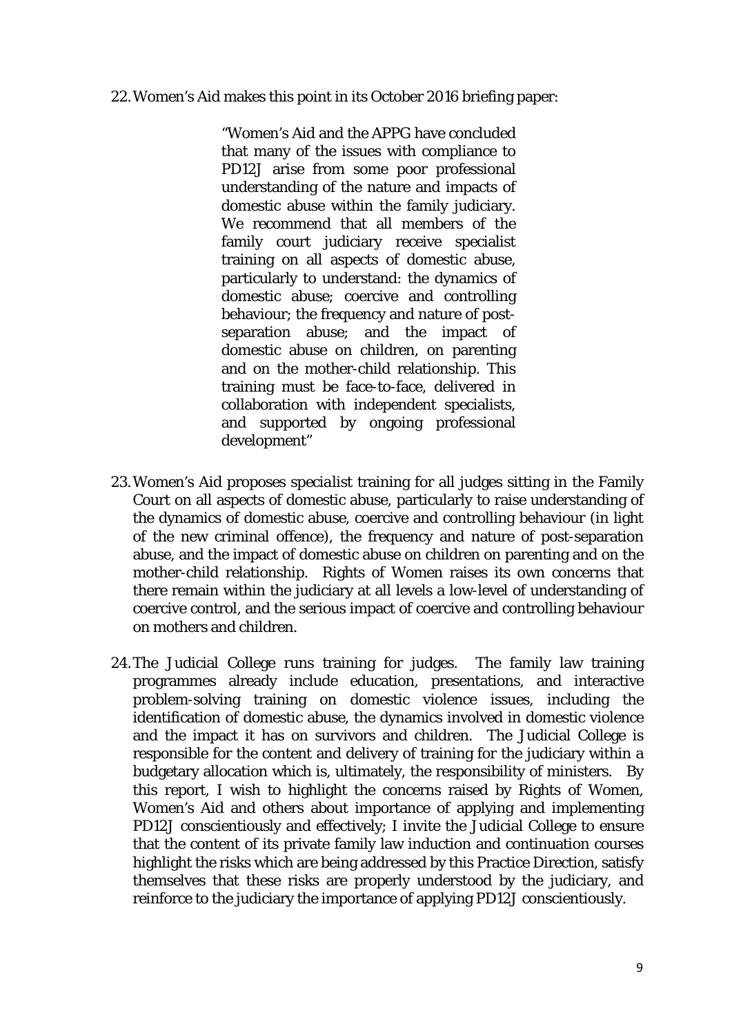22. Women's Aid makes this point in its October 2016 briefing paper:

> "Women's Aid and the APPG have concluded that many of the issues with compliance to PD12J arise from some poor professional understanding of the nature and impacts of domestic abuse within the family judiciary. We recommend that all members of the family court judiciary receive specialist training on all aspects of domestic abuse, particularly to understand: the dynamics of domestic abuse; coercive and controlling behaviour; the frequency and nature of post-separation abuse; and the impact of domestic abuse on children, on parenting and on the mother-child relationship. This training must be face-to-face, delivered in collaboration with independent specialists, and supported by ongoing professional development"

23. Women's Aid proposes *specialist* training for all judges sitting in the Family Court on all aspects of domestic abuse, particularly to raise understanding of the dynamics of domestic abuse, coercive and controlling behaviour (in light of the new criminal offence), the frequency and nature of post-separation abuse, and the impact of domestic abuse on children on parenting and on the mother-child relationship. Rights of Women raises its own concerns that there remain within the judiciary at all levels a low-level of understanding of coercive control, and the serious impact of coercive and controlling behaviour on mothers and children.

24. The Judicial College runs training for judges. The family law training programmes already include education, presentations, and interactive problem-solving training on domestic violence issues, including the identification of domestic abuse, the dynamics involved in domestic violence and the impact it has on survivors and children. The Judicial College is responsible for the content and delivery of training for the judiciary within a budgetary allocation which is, ultimately, the responsibility of ministers. By this report, I wish to highlight the concerns raised by Rights of Women, Women's Aid and others about importance of applying and implementing PD12J conscientiously and effectively; I invite the Judicial College to ensure that the content of its private family law induction and continuation courses highlight the risks which are being addressed by this Practice Direction, satisfy themselves that these risks are properly understood by the judiciary, and reinforce to the judiciary the importance of applying PD12J conscientiously.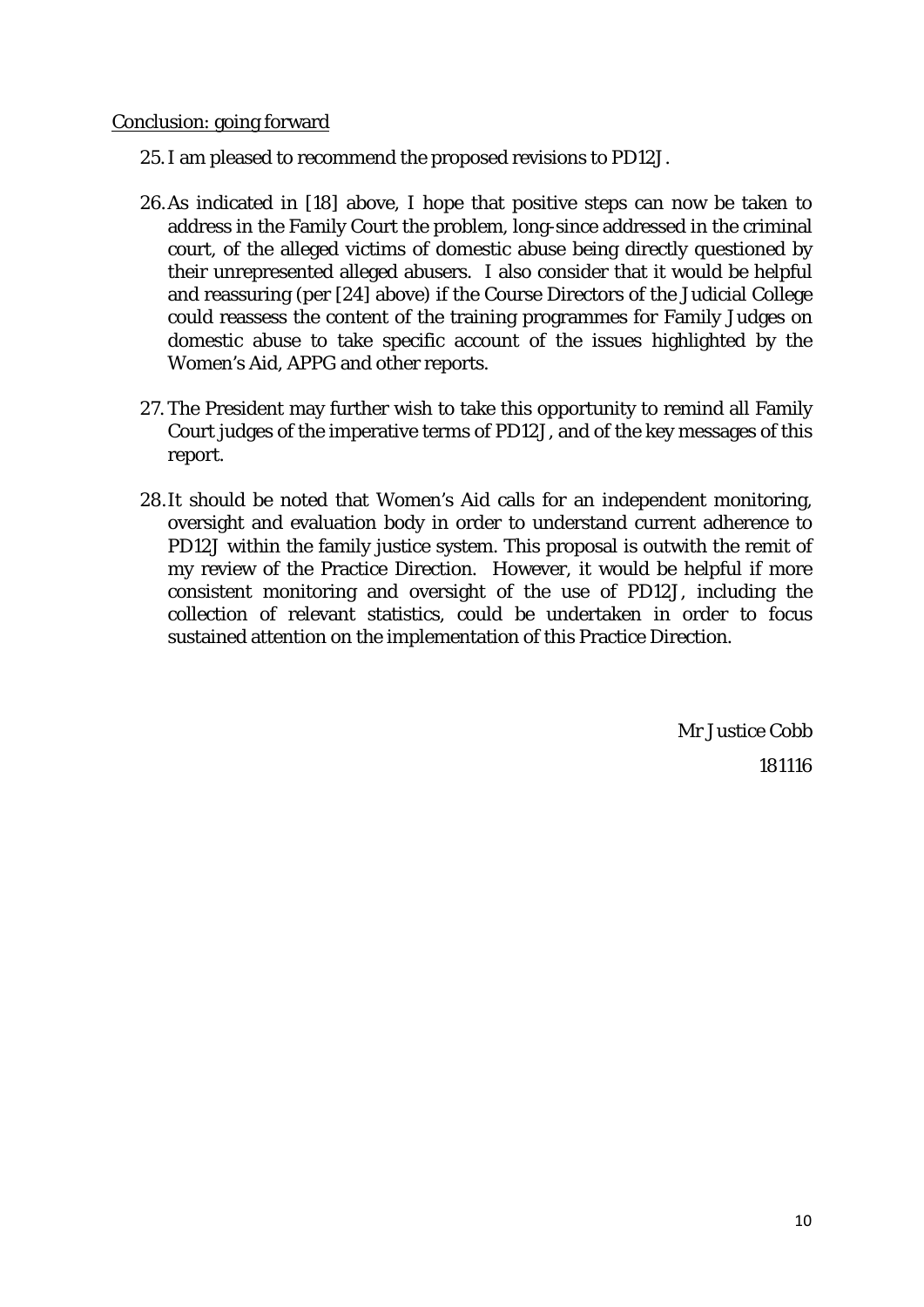<u>Conclusion: going forward</u>

25. I am pleased to recommend the proposed revisions to PD12J.

26. As indicated in [18] above, I hope that positive steps can now be taken to address in the Family Court the problem, long-since addressed in the criminal court, of the alleged victims of domestic abuse being directly questioned by their unrepresented alleged abusers. I also consider that it would be helpful and reassuring (per [24] above) if the Course Directors of the Judicial College could reassess the content of the training programmes for Family Judges on domestic abuse to take specific account of the issues highlighted by the Women's Aid, APPG and other reports.

27. The President may further wish to take this opportunity to remind all Family Court judges of the imperative terms of PD12J, and of the key messages of this report.

28. It should be noted that Women's Aid calls for an independent monitoring, oversight and evaluation body in order to understand current adherence to PD12J within the family justice system. This proposal is outwith the remit of my review of the Practice Direction. However, it would be helpful if more consistent monitoring and oversight of the use of PD12J, including the collection of relevant statistics, could be undertaken in order to focus sustained attention on the implementation of this Practice Direction.

Mr Justice Cobb

181116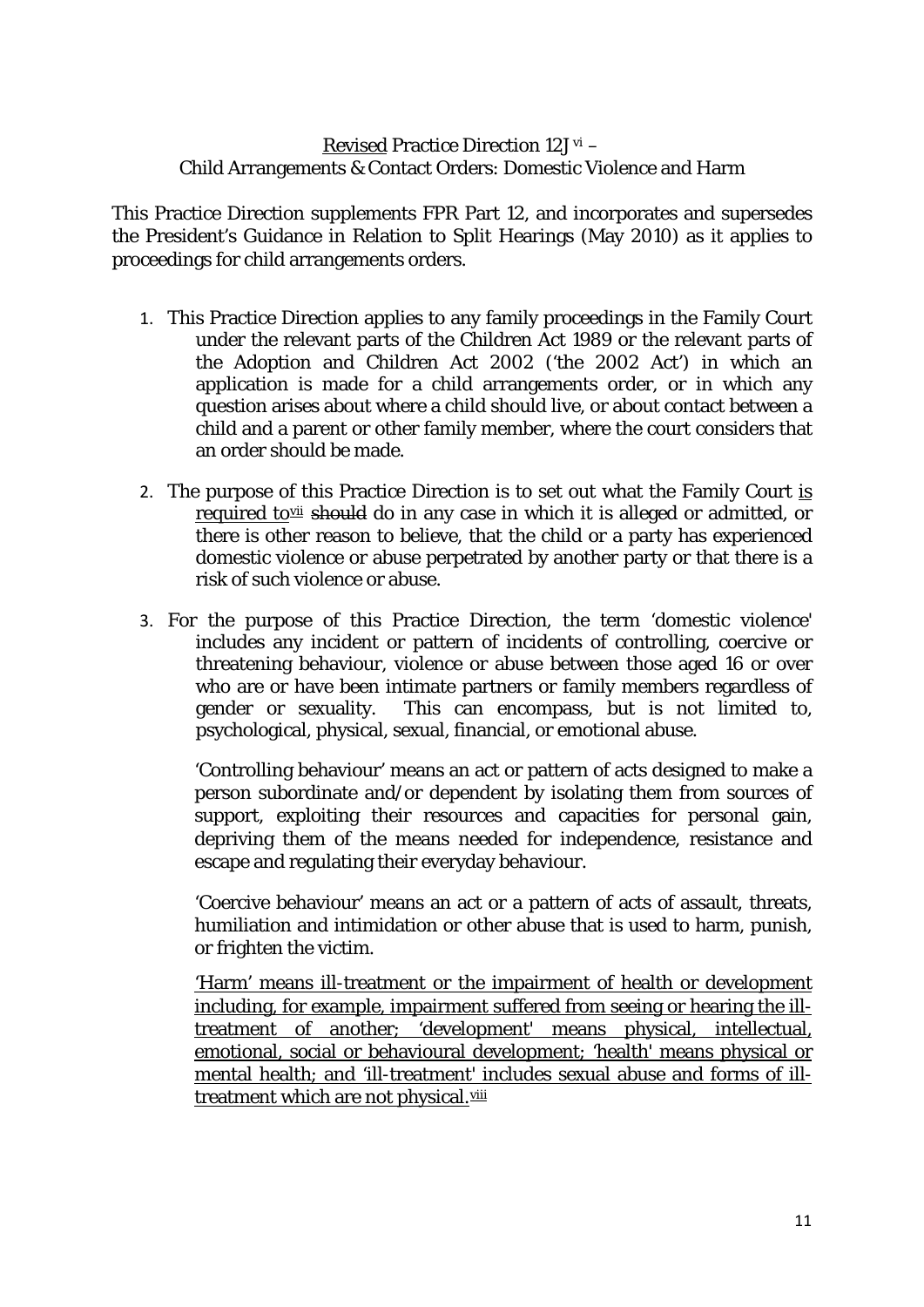<u>Revised</u> Practice Direction 12J [vi] –
Child Arrangements & Contact Orders: Domestic Violence and Harm

This Practice Direction supplements FPR Part 12, and incorporates and supersedes the President's Guidance in Relation to Split Hearings (May 2010) as it applies to proceedings for child arrangements orders.

1. This Practice Direction applies to any family proceedings in the Family Court under the relevant parts of the Children Act 1989 or the relevant parts of the Adoption and Children Act 2002 ('the 2002 Act') in which an application is made for a child arrangements order, or in which any question arises about where a child should live, or about contact between a child and a parent or other family member, where the court considers that an order should be made.

2. The purpose of this Practice Direction is to set out what the Family Court <u>is required to</u>[vii] ~~should~~ do in any case in which it is alleged or admitted, or there is other reason to believe, that the child or a party has experienced domestic violence or abuse perpetrated by another party or that there is a risk of such violence or abuse.

3. For the purpose of this Practice Direction, the term 'domestic violence' includes any incident or pattern of incidents of controlling, coercive or threatening behaviour, violence or abuse between those aged 16 or over who are or have been intimate partners or family members regardless of gender or sexuality. This can encompass, but is not limited to, psychological, physical, sexual, financial, or emotional abuse.

   'Controlling behaviour' means an act or pattern of acts designed to make a person subordinate and/or dependent by isolating them from sources of support, exploiting their resources and capacities for personal gain, depriving them of the means needed for independence, resistance and escape and regulating their everyday behaviour.

   'Coercive behaviour' means an act or a pattern of acts of assault, threats, humiliation and intimidation or other abuse that is used to harm, punish, or frighten the victim.

   <u>'Harm' means ill-treatment or the impairment of health or development including, for example, impairment suffered from seeing or hearing the ill-treatment of another; 'development' means physical, intellectual, emotional, social or behavioural development; 'health' means physical or mental health; and 'ill-treatment' includes sexual abuse and forms of ill-treatment which are not physical.</u>[viii]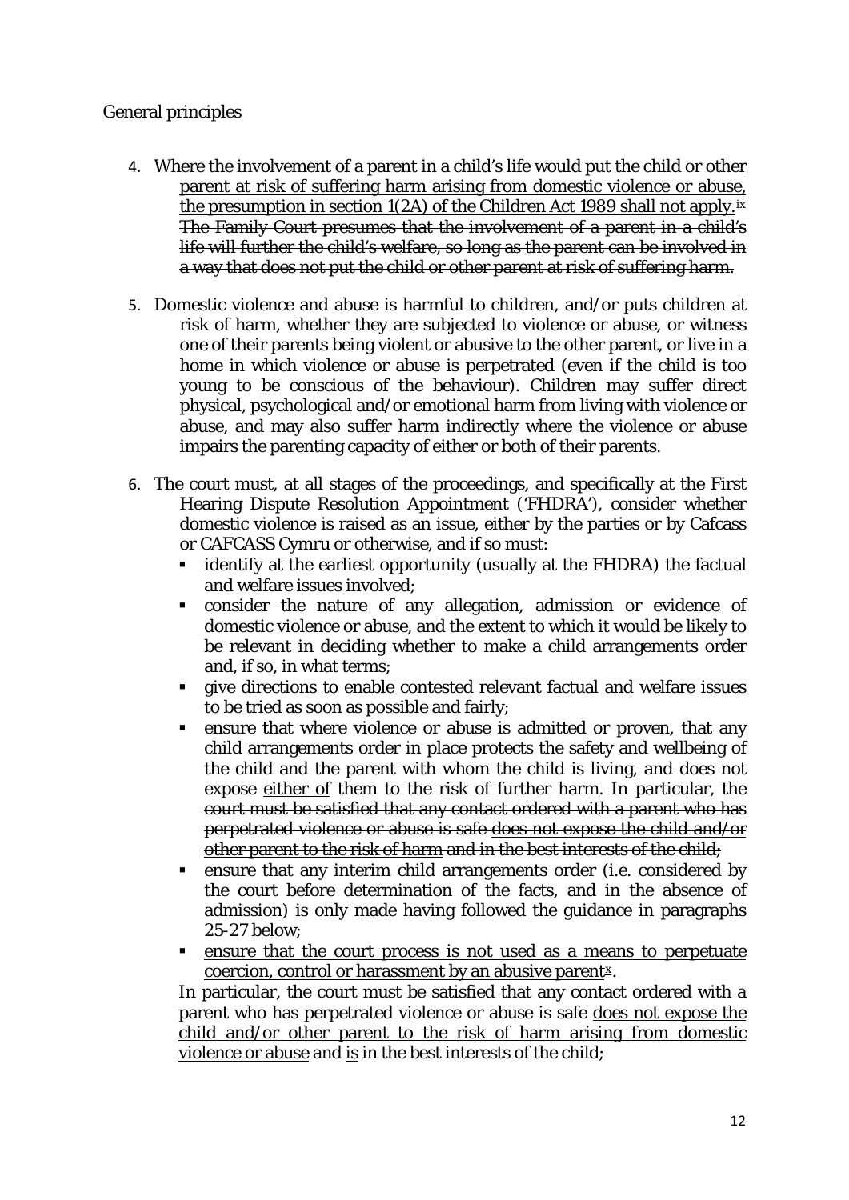General principles

4. <u>Where the involvement of a parent in a child's life would put the child or other parent at risk of suffering harm arising from domestic violence or abuse, the presumption in section 1(2A) of the Children Act 1989 shall not apply.</u>[ix] ~~The Family Court presumes that the involvement of a parent in a child's life will further the child's welfare, so long as the parent can be involved in a way that does not put the child or other parent at risk of suffering harm.~~

5. Domestic violence and abuse is harmful to children, and/or puts children at risk of harm, whether they are subjected to violence or abuse, or witness one of their parents being violent or abusive to the other parent, or live in a home in which violence or abuse is perpetrated (even if the child is too young to be conscious of the behaviour). Children may suffer direct physical, psychological and/or emotional harm from living with violence or abuse, and may also suffer harm indirectly where the violence or abuse impairs the parenting capacity of either or both of their parents.

6. The court must, at all stages of the proceedings, and specifically at the First Hearing Dispute Resolution Appointment ('FHDRA'), consider whether domestic violence is raised as an issue, either by the parties or by Cafcass or CAFCASS Cymru or otherwise, and if so must:
   - identify at the earliest opportunity (usually at the FHDRA) the factual and welfare issues involved;
   - consider the nature of any allegation, admission or evidence of domestic violence or abuse, and the extent to which it would be likely to be relevant in deciding whether to make a child arrangements order and, if so, in what terms;
   - give directions to enable contested relevant factual and welfare issues to be tried as soon as possible and fairly;
   - ensure that where violence or abuse is admitted or proven, that any child arrangements order in place protects the safety and wellbeing of the child and the parent with whom the child is living, and does not expose <u>either of</u> them to the risk of further harm. ~~In particular, the court must be satisfied that any contact ordered with a parent who has perpetrated violence or abuse is safe~~ ~~<u>does not expose the child and/or other parent to the risk of harm</u>~~ ~~and in the best interests of the child;~~
   - ensure that any interim child arrangements order (i.e. considered by the court before determination of the facts, and in the absence of admission) is only made having followed the guidance in paragraphs 25-27 below;
   - <u>ensure that the court process is not used as a means to perpetuate coercion, control or harassment by an abusive parent</u>[x].

   In particular, the court must be satisfied that any contact ordered with a parent who has perpetrated violence or abuse ~~is safe~~ <u>does not expose the child and/or other parent to the risk of harm arising from domestic violence or abuse</u> and <u>is</u> in the best interests of the child;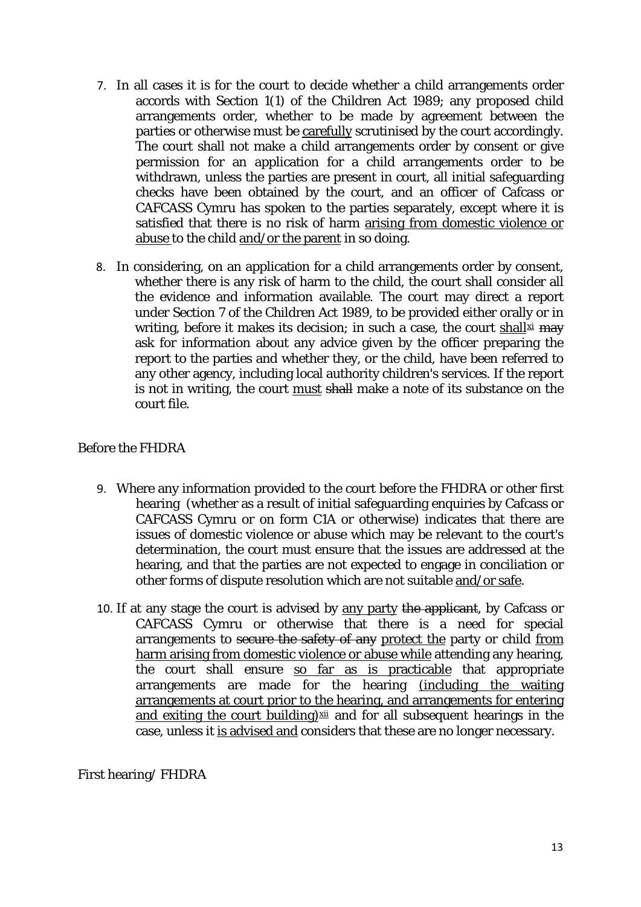7. In all cases it is for the court to decide whether a child arrangements order accords with Section 1(1) of the Children Act 1989; any proposed child arrangements order, whether to be made by agreement between the parties or otherwise must be <u>carefully</u> scrutinised by the court accordingly. The court shall not make a child arrangements order by consent or give permission for an application for a child arrangements order to be withdrawn, unless the parties are present in court, all initial safeguarding checks have been obtained by the court, and an officer of Cafcass or CAFCASS Cymru has spoken to the parties separately, except where it is satisfied that there is no risk of harm <u>arising from domestic violence or abuse</u> to the child <u>and/or the parent</u> in so doing.

8. In considering, on an application for a child arrangements order by consent, whether there is any risk of harm to the child, the court shall consider all the evidence and information available. The court may direct a report under Section 7 of the Children Act 1989, to be provided either orally or in writing, before it makes its decision; in such a case, the court <u>shall</u>[xi] ~~may~~ ask for information about any advice given by the officer preparing the report to the parties and whether they, or the child, have been referred to any other agency, including local authority children's services. If the report is not in writing, the court <u>must</u> ~~shall~~ make a note of its substance on the court file.

Before the FHDRA

9. Where any information provided to the court before the FHDRA or other first hearing (whether as a result of initial safeguarding enquiries by Cafcass or CAFCASS Cymru or on form C1A or otherwise) indicates that there are issues of domestic violence or abuse which may be relevant to the court's determination, the court must ensure that the issues are addressed at the hearing, and that the parties are not expected to engage in conciliation or other forms of dispute resolution which are not suitable <u>and/or safe</u>.

10. If at any stage the court is advised by <u>any party</u> ~~the applicant~~, by Cafcass or CAFCASS Cymru or otherwise that there is a need for special arrangements to ~~secure the safety of any~~ <u>protect the</u> party or child <u>from harm arising from domestic violence or abuse while</u> attending any hearing, the court shall ensure <u>so far as is practicable</u> that appropriate arrangements are made for the hearing <u>(including the waiting arrangements at court prior to the hearing, and arrangements for entering and exiting the court building)</u>[xii] and for all subsequent hearings in the case, unless it <u>is advised and</u> considers that these are no longer necessary.

First hearing/ FHDRA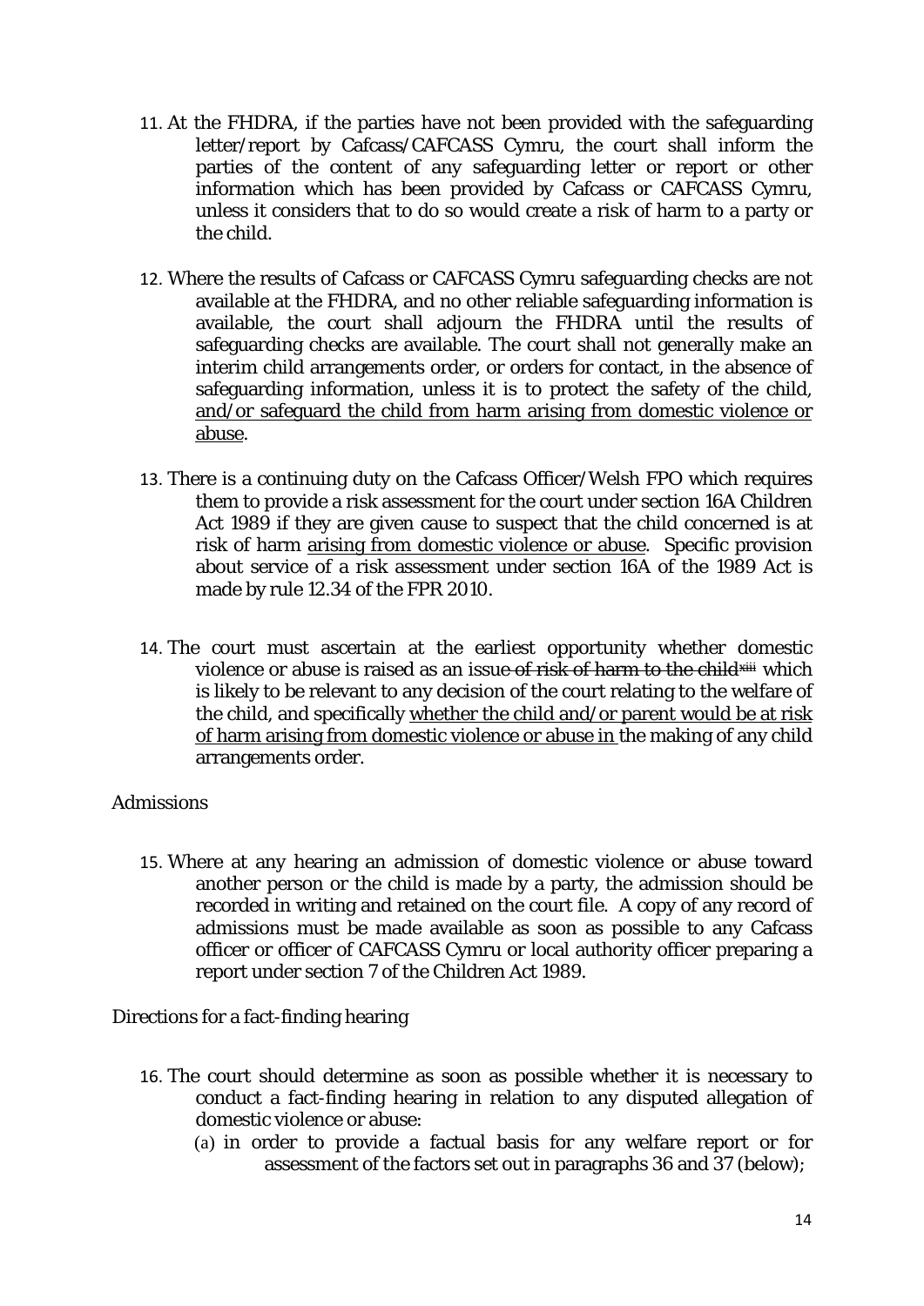11. At the FHDRA, if the parties have not been provided with the safeguarding letter/report by Cafcass/CAFCASS Cymru, the court shall inform the parties of the content of any safeguarding letter or report or other information which has been provided by Cafcass or CAFCASS Cymru, unless it considers that to do so would create a risk of harm to a party or the child.

12. Where the results of Cafcass or CAFCASS Cymru safeguarding checks are not available at the FHDRA, and no other reliable safeguarding information is available, the court shall adjourn the FHDRA until the results of safeguarding checks are available. The court shall not generally make an interim child arrangements order, or orders for contact, in the absence of safeguarding information, unless it is to protect the safety of the child, <u>and/or safeguard the child from harm arising from domestic violence or abuse</u>.

13. There is a continuing duty on the Cafcass Officer/Welsh FPO which requires them to provide a risk assessment for the court under section 16A Children Act 1989 if they are given cause to suspect that the child concerned is at risk of harm <u>arising from domestic violence or abuse</u>. Specific provision about service of a risk assessment under section 16A of the 1989 Act is made by rule 12.34 of the FPR 2010.

14. The court must ascertain at the earliest opportunity whether domestic violence or abuse is raised as an issue ~~of risk of harm to the child~~[xiii] which is likely to be relevant to any decision of the court relating to the welfare of the child, and specifically <u>whether the child and/or parent would be at risk of harm arising from domestic violence or abuse in</u> the making of any child arrangements order.

Admissions

15. Where at any hearing an admission of domestic violence or abuse toward another person or the child is made by a party, the admission should be recorded in writing and retained on the court file. A copy of any record of admissions must be made available as soon as possible to any Cafcass officer or officer of CAFCASS Cymru or local authority officer preparing a report under section 7 of the Children Act 1989.

Directions for a fact-finding hearing

16. The court should determine as soon as possible whether it is necessary to conduct a fact-finding hearing in relation to any disputed allegation of domestic violence or abuse:
    (a) in order to provide a factual basis for any welfare report or for assessment of the factors set out in paragraphs 36 and 37 (below);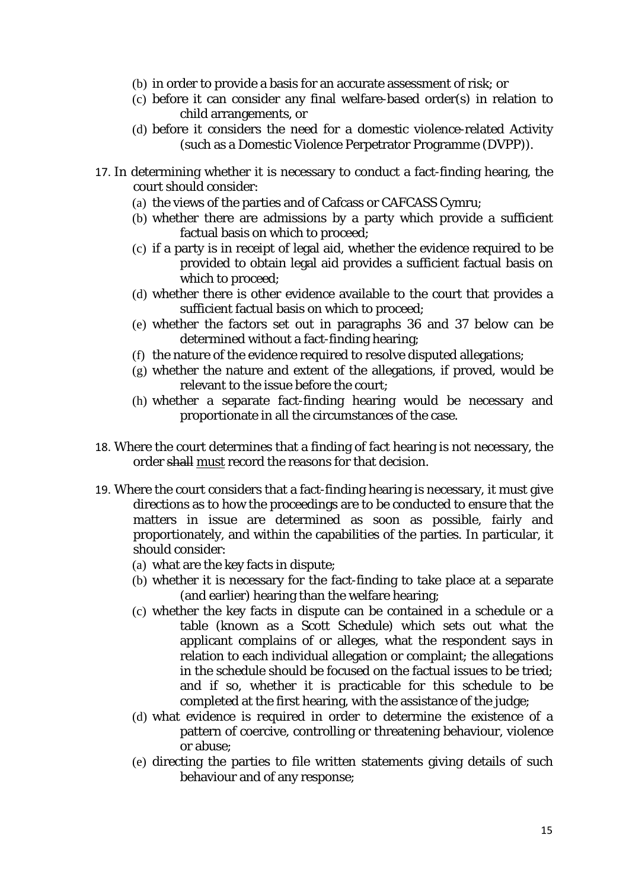(b) in order to provide a basis for an accurate assessment of risk; or

(c) before it can consider any final welfare-based order(s) in relation to child arrangements, or

(d) before it considers the need for a domestic violence-related Activity (such as a Domestic Violence Perpetrator Programme (DVPP)).

17. In determining whether it is necessary to conduct a fact-finding hearing, the court should consider:

    (a) the views of the parties and of Cafcass or CAFCASS Cymru;

    (b) whether there are admissions by a party which provide a sufficient factual basis on which to proceed;

    (c) if a party is in receipt of legal aid, whether the evidence required to be provided to obtain legal aid provides a sufficient factual basis on which to proceed;

    (d) whether there is other evidence available to the court that provides a sufficient factual basis on which to proceed;

    (e) whether the factors set out in paragraphs 36 and 37 below can be determined without a fact-finding hearing;

    (f) the nature of the evidence required to resolve disputed allegations;

    (g) whether the nature and extent of the allegations, if proved, would be relevant to the issue before the court;

    (h) whether a separate fact-finding hearing would be necessary and proportionate in all the circumstances of the case.

18. Where the court determines that a finding of fact hearing is not necessary, the order ~~shall~~ must record the reasons for that decision.

19. Where the court considers that a fact-finding hearing is necessary, it must give directions as to how the proceedings are to be conducted to ensure that the matters in issue are determined as soon as possible, fairly and proportionately, and within the capabilities of the parties. In particular, it should consider:

    (a) what are the key facts in dispute;

    (b) whether it is necessary for the fact-finding to take place at a separate (and earlier) hearing than the welfare hearing;

    (c) whether the key facts in dispute can be contained in a schedule or a table (known as a Scott Schedule) which sets out what the applicant complains of or alleges, what the respondent says in relation to each individual allegation or complaint; the allegations in the schedule should be focused on the factual issues to be tried; and if so, whether it is practicable for this schedule to be completed at the first hearing, with the assistance of the judge;

    (d) what evidence is required in order to determine the existence of a pattern of coercive, controlling or threatening behaviour, violence or abuse;

    (e) directing the parties to file written statements giving details of such behaviour and of any response;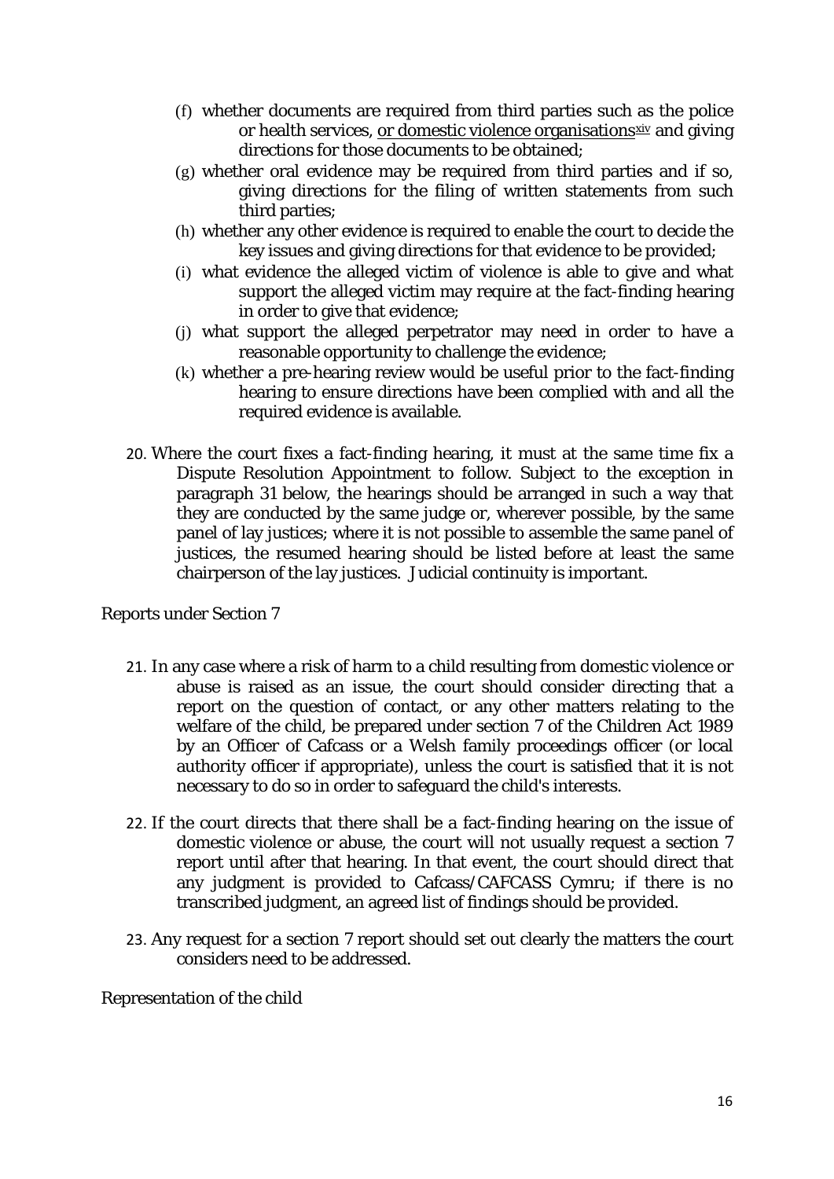(f) whether documents are required from third parties such as the police or health services, <u>or domestic violence organisations</u>[xiv] and giving directions for those documents to be obtained;

(g) whether oral evidence may be required from third parties and if so, giving directions for the filing of written statements from such third parties;

(h) whether any other evidence is required to enable the court to decide the key issues and giving directions for that evidence to be provided;

(i) what evidence the alleged victim of violence is able to give and what support the alleged victim may require at the fact-finding hearing in order to give that evidence;

(j) what support the alleged perpetrator may need in order to have a reasonable opportunity to challenge the evidence;

(k) whether a pre-hearing review would be useful prior to the fact-finding hearing to ensure directions have been complied with and all the required evidence is available.

20. Where the court fixes a fact-finding hearing, it must at the same time fix a Dispute Resolution Appointment to follow. Subject to the exception in paragraph 31 below, the hearings should be arranged in such a way that they are conducted by the same judge or, wherever possible, by the same panel of lay justices; where it is not possible to assemble the same panel of justices, the resumed hearing should be listed before at least the same chairperson of the lay justices. Judicial continuity is important.

Reports under Section 7

21. In any case where a risk of harm to a child resulting from domestic violence or abuse is raised as an issue, the court should consider directing that a report on the question of contact, or any other matters relating to the welfare of the child, be prepared under section 7 of the Children Act 1989 by an Officer of Cafcass or a Welsh family proceedings officer (or local authority officer if appropriate), unless the court is satisfied that it is not necessary to do so in order to safeguard the child's interests.

22. If the court directs that there shall be a fact-finding hearing on the issue of domestic violence or abuse, the court will not usually request a section 7 report until after that hearing. In that event, the court should direct that any judgment is provided to Cafcass/CAFCASS Cymru; if there is no transcribed judgment, an agreed list of findings should be provided.

23. Any request for a section 7 report should set out clearly the matters the court considers need to be addressed.

Representation of the child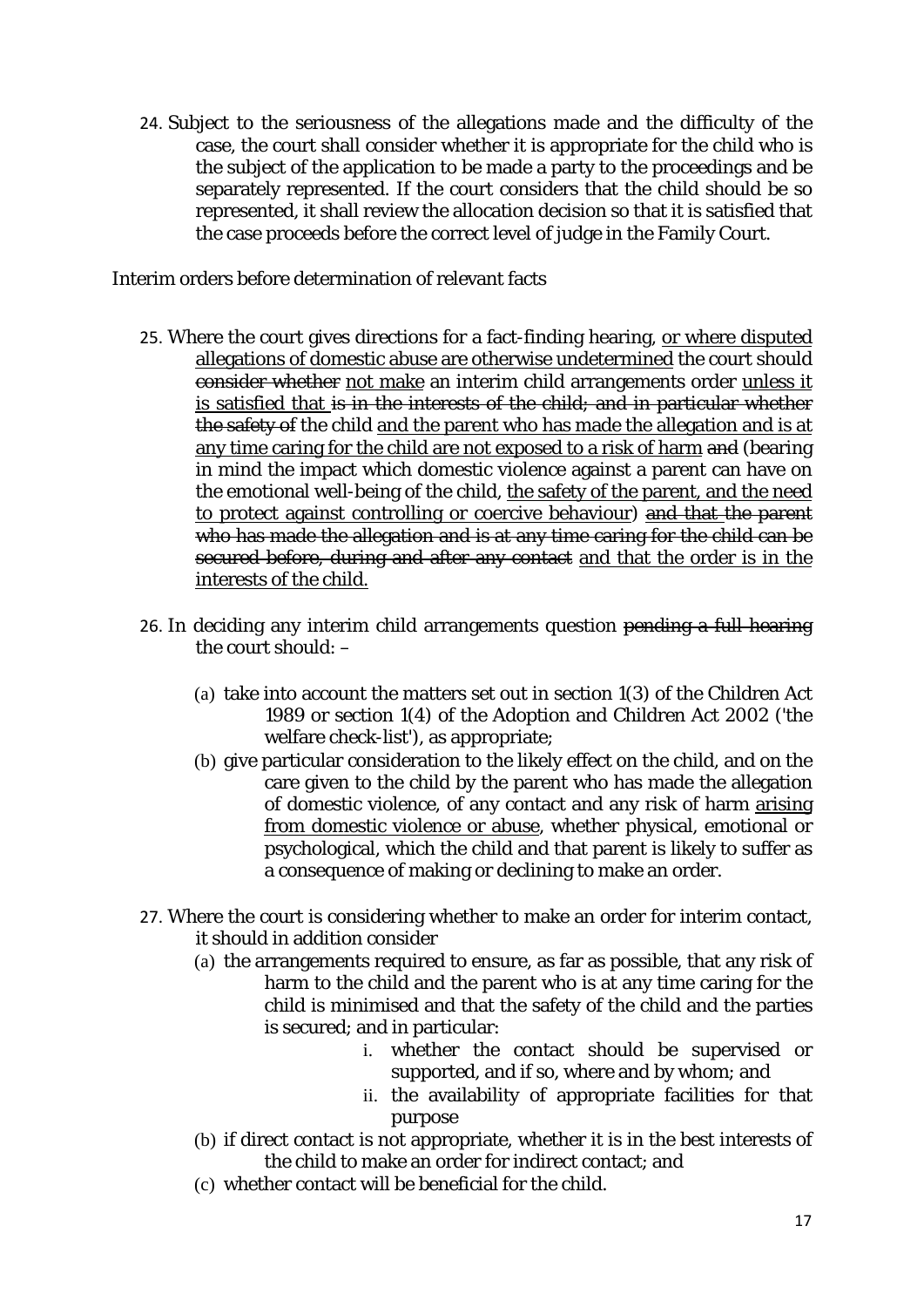24. Subject to the seriousness of the allegations made and the difficulty of the case, the court shall consider whether it is appropriate for the child who is the subject of the application to be made a party to the proceedings and be separately represented. If the court considers that the child should be so represented, it shall review the allocation decision so that it is satisfied that the case proceeds before the correct level of judge in the Family Court.

Interim orders before determination of relevant facts

25. Where the court gives directions for a fact-finding hearing, <u>or where disputed allegations of domestic abuse are otherwise undetermined</u> the court should ~~consider whether~~ <u>not make</u> an interim child arrangements order <u>unless it is satisfied that</u> ~~is in the interests of the child; and in particular whether the safety of~~ the child <u>and the parent who has made the allegation and is at any time caring for the child are not exposed to a risk of harm</u> ~~and~~ (bearing in mind the impact which domestic violence against a parent can have on the emotional well-being of the child, <u>the safety of the parent, and the need to protect against controlling or coercive behaviour</u>) ~~and that the parent who has made the allegation and is at any time caring for the child can be secured before, during and after any contact~~ <u>and that the order is in the interests of the child.</u>

26. In deciding any interim child arrangements question ~~pending a full hearing~~ the court should: –

    (a) take into account the matters set out in section 1(3) of the Children Act 1989 or section 1(4) of the Adoption and Children Act 2002 ('the welfare check-list'), as appropriate;

    (b) give particular consideration to the likely effect on the child, and on the care given to the child by the parent who has made the allegation of domestic violence, of any contact and any risk of harm <u>arising from domestic violence or abuse</u>, whether physical, emotional or psychological, which the child and that parent is likely to suffer as a consequence of making or declining to make an order.

27. Where the court is considering whether to make an order for interim contact, it should in addition consider

    (a) the arrangements required to ensure, as far as possible, that any risk of harm to the child and the parent who is at any time caring for the child is minimised and that the safety of the child and the parties is secured; and in particular:

        i. whether the contact should be supervised or supported, and if so, where and by whom; and

        ii. the availability of appropriate facilities for that purpose

    (b) if direct contact is not appropriate, whether it is in the best interests of the child to make an order for indirect contact; and

    (c) whether contact will be beneficial for the child.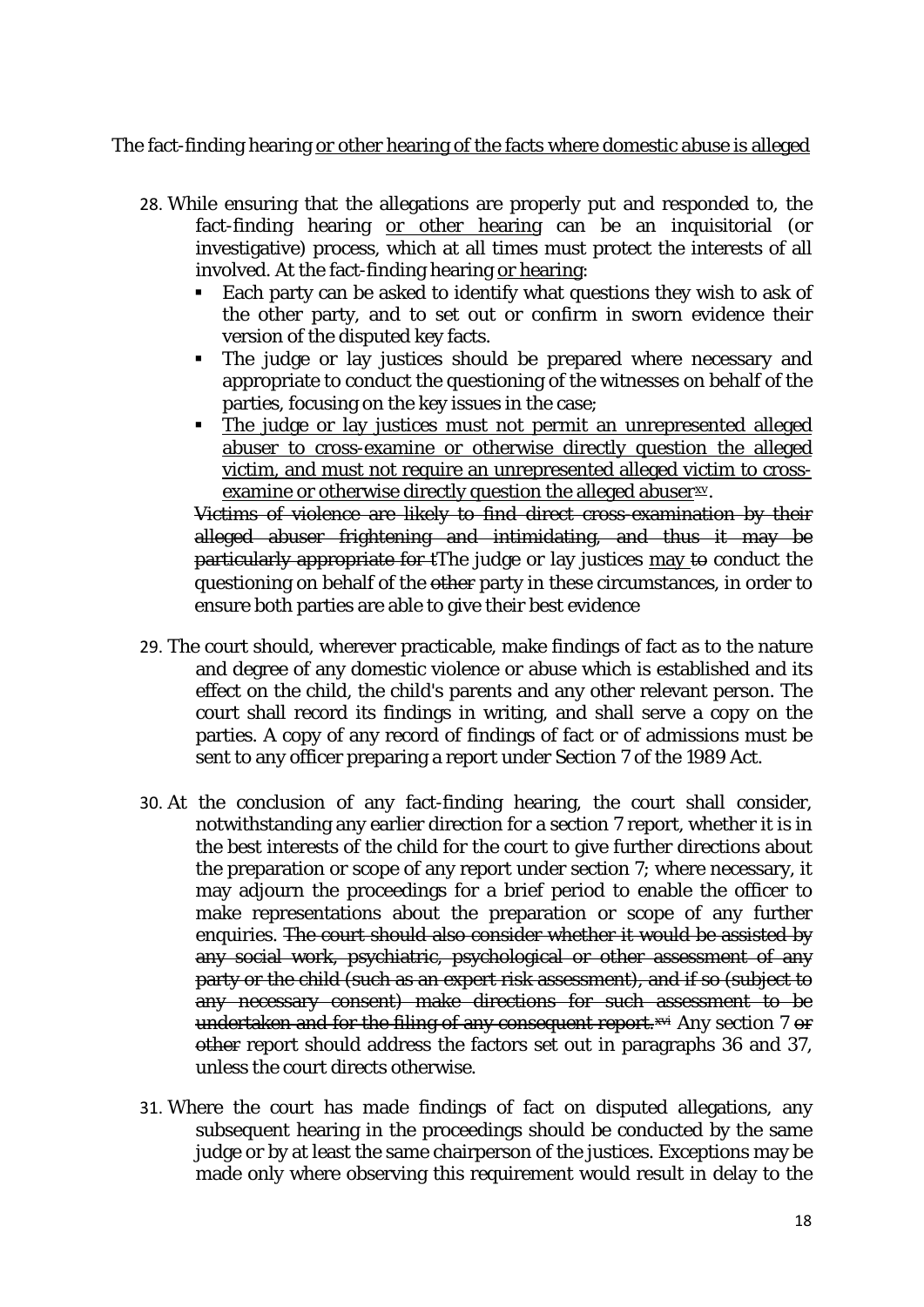The fact-finding hearing <u>or other hearing of the facts where domestic abuse is alleged</u>

28. While ensuring that the allegations are properly put and responded to, the fact-finding hearing <u>or other hearing</u> can be an inquisitorial (or investigative) process, which at all times must protect the interests of all involved. At the fact-finding hearing <u>or hearing</u>:
    - Each party can be asked to identify what questions they wish to ask of the other party, and to set out or confirm in sworn evidence their version of the disputed key facts.
    - The judge or lay justices should be prepared where necessary and appropriate to conduct the questioning of the witnesses on behalf of the parties, focusing on the key issues in the case;
    - <u>The judge or lay justices must not permit an unrepresented alleged abuser to cross-examine or otherwise directly question the alleged victim, and must not require an unrepresented alleged victim to cross-examine or otherwise directly question the alleged abuser</u>[xv].

    ~~Victims of violence are likely to find direct cross-examination by their alleged abuser frightening and intimidating, and thus it may be particularly appropriate for t~~The judge or lay justices <u>may</u> ~~to~~ conduct the questioning on behalf of the ~~other~~ party in these circumstances, in order to ensure both parties are able to give their best evidence

29. The court should, wherever practicable, make findings of fact as to the nature and degree of any domestic violence or abuse which is established and its effect on the child, the child's parents and any other relevant person. The court shall record its findings in writing, and shall serve a copy on the parties. A copy of any record of findings of fact or of admissions must be sent to any officer preparing a report under Section 7 of the 1989 Act.

30. At the conclusion of any fact-finding hearing, the court shall consider, notwithstanding any earlier direction for a section 7 report, whether it is in the best interests of the child for the court to give further directions about the preparation or scope of any report under section 7; where necessary, it may adjourn the proceedings for a brief period to enable the officer to make representations about the preparation or scope of any further enquiries. ~~The court should also consider whether it would be assisted by any social work, psychiatric, psychological or other assessment of any party or the child (such as an expert risk assessment), and if so (subject to any necessary consent) make directions for such assessment to be undertaken and for the filing of any consequent report.~~[xvi] Any section 7 ~~or other~~ report should address the factors set out in paragraphs 36 and 37, unless the court directs otherwise.

31. Where the court has made findings of fact on disputed allegations, any subsequent hearing in the proceedings should be conducted by the same judge or by at least the same chairperson of the justices. Exceptions may be made only where observing this requirement would result in delay to the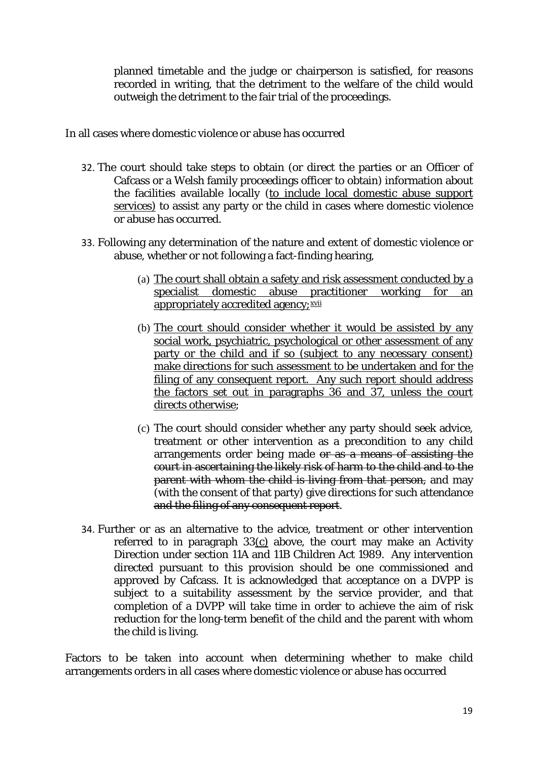planned timetable and the judge or chairperson is satisfied, for reasons recorded in writing, that the detriment to the welfare of the child would outweigh the detriment to the fair trial of the proceedings.

In all cases where domestic violence or abuse has occurred

32. The court should take steps to obtain (or direct the parties or an Officer of Cafcass or a Welsh family proceedings officer to obtain) information about the facilities available locally (<u>to include local domestic abuse support services)</u> to assist any party or the child in cases where domestic violence or abuse has occurred.

33. Following any determination of the nature and extent of domestic violence or abuse, whether or not following a fact-finding hearing,

    (a) <u>The court shall obtain a safety and risk assessment conducted by a specialist domestic abuse practitioner working for an appropriately accredited agency;</u>[xvii]

    (b) <u>The court should consider whether it would be assisted by any social work, psychiatric, psychological or other assessment of any party or the child and if so (subject to any necessary consent) make directions for such assessment to be undertaken and for the filing of any consequent report. Any such report should address the factors set out in paragraphs 36 and 37, unless the court directs otherwise</u>;

    (c) The court should consider whether any party should seek advice, treatment or other intervention as a precondition to any child arrangements order being made ~~or as a means of assisting the court in ascertaining the likely risk of harm to the child and to the parent with whom the child is living from that person,~~ and may (with the consent of that party) give directions for such attendance ~~and the filing of any consequent report~~.

34. Further or as an alternative to the advice, treatment or other intervention referred to in paragraph 33<u>(c)</u> above, the court may make an Activity Direction under section 11A and 11B Children Act 1989. Any intervention directed pursuant to this provision should be one commissioned and approved by Cafcass. It is acknowledged that acceptance on a DVPP is subject to a suitability assessment by the service provider, and that completion of a DVPP will take time in order to achieve the aim of risk reduction for the long-term benefit of the child and the parent with whom the child is living.

Factors to be taken into account when determining whether to make child arrangements orders in all cases where domestic violence or abuse has occurred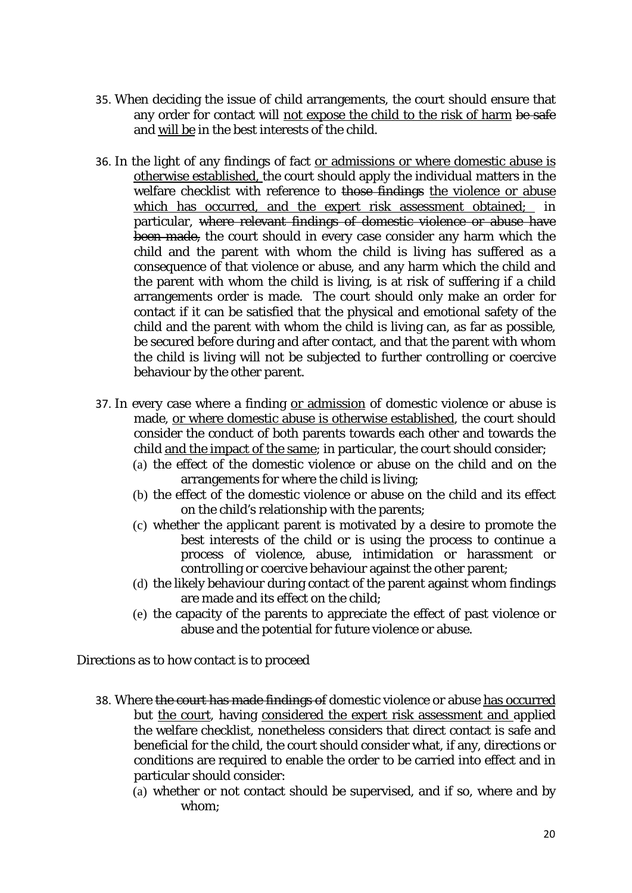35. When deciding the issue of child arrangements, the court should ensure that any order for contact will <u>not expose the child to the risk of harm</u> ~~be safe~~ and <u>will be</u> in the best interests of the child.

36. In the light of any findings of fact <u>or admissions or where domestic abuse is otherwise established,</u> the court should apply the individual matters in the welfare checklist with reference to ~~those findings~~ <u>the violence or abuse which has occurred, and the expert risk assessment obtained;</u> in particular, ~~where relevant findings of domestic violence or abuse have been made,~~ the court should in every case consider any harm which the child and the parent with whom the child is living has suffered as a consequence of that violence or abuse, and any harm which the child and the parent with whom the child is living, is at risk of suffering if a child arrangements order is made. The court should only make an order for contact if it can be satisfied that the physical and emotional safety of the child and the parent with whom the child is living can, as far as possible, be secured before during and after contact, and that the parent with whom the child is living will not be subjected to further controlling or coercive behaviour by the other parent.

37. In every case where a finding <u>or admission</u> of domestic violence or abuse is made, <u>or where domestic abuse is otherwise established</u>, the court should consider the conduct of both parents towards each other and towards the child <u>and the impact of the same</u>; in particular, the court should consider;
    (a) the effect of the domestic violence or abuse on the child and on the arrangements for where the child is living;
    (b) the effect of the domestic violence or abuse on the child and its effect on the child's relationship with the parents;
    (c) whether the applicant parent is motivated by a desire to promote the best interests of the child or is using the process to continue a process of violence, abuse, intimidation or harassment or controlling or coercive behaviour against the other parent;
    (d) the likely behaviour during contact of the parent against whom findings are made and its effect on the child;
    (e) the capacity of the parents to appreciate the effect of past violence or abuse and the potential for future violence or abuse.

Directions as to how contact is to proceed

38. Where ~~the court has made findings of~~ domestic violence or abuse <u>has occurred</u> but <u>the court</u>, having <u>considered the expert risk assessment and</u> applied the welfare checklist, nonetheless considers that direct contact is safe and beneficial for the child, the court should consider what, if any, directions or conditions are required to enable the order to be carried into effect and in particular should consider:
    (a) whether or not contact should be supervised, and if so, where and by whom;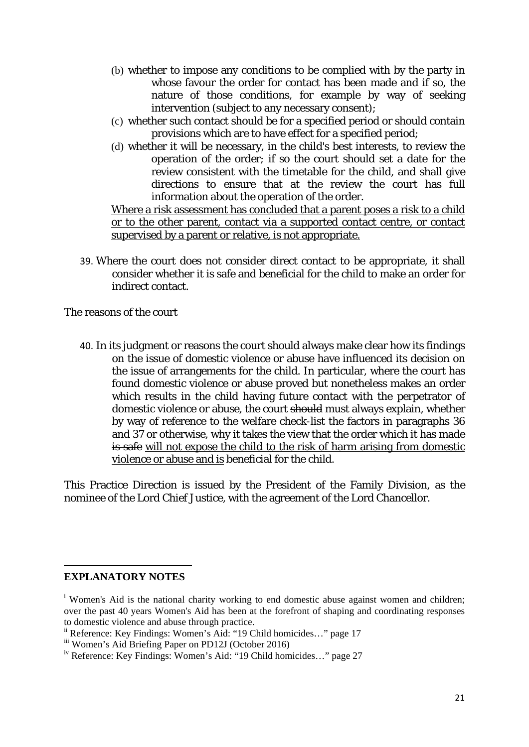(b) whether to impose any conditions to be complied with by the party in whose favour the order for contact has been made and if so, the nature of those conditions, for example by way of seeking intervention (subject to any necessary consent);

(c) whether such contact should be for a specified period or should contain provisions which are to have effect for a specified period;

(d) whether it will be necessary, in the child's best interests, to review the operation of the order; if so the court should set a date for the review consistent with the timetable for the child, and shall give directions to ensure that at the review the court has full information about the operation of the order.

<u>Where a risk assessment has concluded that a parent poses a risk to a child or to the other parent, contact via a supported contact centre, or contact supervised by a parent or relative, is not appropriate.</u>

39. Where the court does not consider direct contact to be appropriate, it shall consider whether it is safe and beneficial for the child to make an order for indirect contact.

The reasons of the court

40. In its judgment or reasons the court should always make clear how its findings on the issue of domestic violence or abuse have influenced its decision on the issue of arrangements for the child. In particular, where the court has found domestic violence or abuse proved but nonetheless makes an order which results in the child having future contact with the perpetrator of domestic violence or abuse, the court ~~should~~ must always explain, whether by way of reference to the welfare check-list the factors in paragraphs 36 and 37 or otherwise, why it takes the view that the order which it has made ~~is safe~~ <u>will not expose the child to the risk of harm arising from domestic violence or abuse and is</u> beneficial for the child.

This Practice Direction is issued by the President of the Family Division, as the nominee of the Lord Chief Justice, with the agreement of the Lord Chancellor.

---

**EXPLANATORY NOTES**

[i] Women's Aid is the national charity working to end domestic abuse against women and children; over the past 40 years Women's Aid has been at the forefront of shaping and coordinating responses to domestic violence and abuse through practice.

[ii] Reference: Key Findings: Women's Aid: "19 Child homicides…" page 17

[iii] Women's Aid Briefing Paper on PD12J (October 2016)

[iv] Reference: Key Findings: Women's Aid: "19 Child homicides…" page 27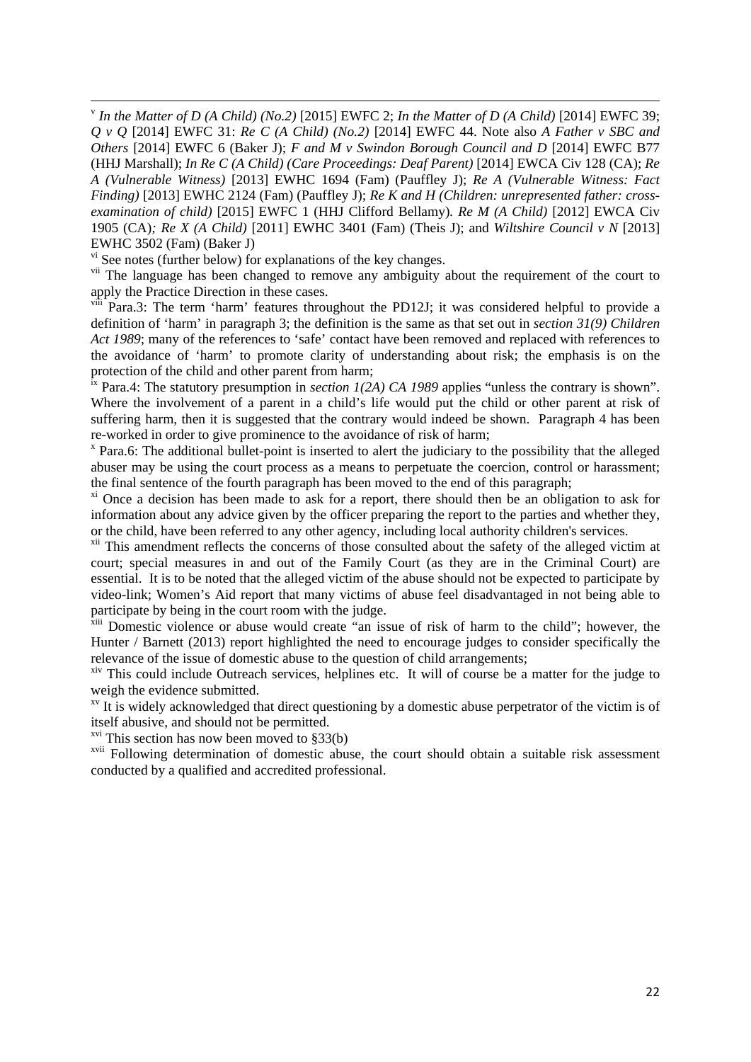[v] *In the Matter of D (A Child) (No.2)* [2015] EWFC 2; *In the Matter of D (A Child)* [2014] EWFC 39; *Q v Q* [2014] EWFC 31: *Re C (A Child) (No.2)* [2014] EWFC 44. Note also *A Father v SBC and Others* [2014] EWFC 6 (Baker J); *F and M v Swindon Borough Council and D* [2014] EWFC B77 (HHJ Marshall); *In Re C (A Child) (Care Proceedings: Deaf Parent)* [2014] EWCA Civ 128 (CA); *Re A (Vulnerable Witness)* [2013] EWHC 1694 (Fam) (Pauffley J); *Re A (Vulnerable Witness: Fact Finding)* [2013] EWHC 2124 (Fam) (Pauffley J); *Re K and H (Children: unrepresented father: cross-examination of child)* [2015] EWFC 1 (HHJ Clifford Bellamy). *Re M (A Child)* [2012] EWCA Civ 1905 (CA)*; Re X (A Child)* [2011] EWHC 3401 (Fam) (Theis J); and *Wiltshire Council v N* [2013] EWHC 3502 (Fam) (Baker J)

[vi] See notes (further below) for explanations of the key changes.

[vii] The language has been changed to remove any ambiguity about the requirement of the court to apply the Practice Direction in these cases.

[viii] Para.3: The term 'harm' features throughout the PD12J; it was considered helpful to provide a definition of 'harm' in paragraph 3; the definition is the same as that set out in *section 31(9) Children Act 1989*; many of the references to 'safe' contact have been removed and replaced with references to the avoidance of 'harm' to promote clarity of understanding about risk; the emphasis is on the protection of the child and other parent from harm;

[ix] Para.4: The statutory presumption in *section 1(2A) CA 1989* applies "unless the contrary is shown". Where the involvement of a parent in a child's life would put the child or other parent at risk of suffering harm, then it is suggested that the contrary would indeed be shown. Paragraph 4 has been re-worked in order to give prominence to the avoidance of risk of harm;

[x] Para.6: The additional bullet-point is inserted to alert the judiciary to the possibility that the alleged abuser may be using the court process as a means to perpetuate the coercion, control or harassment; the final sentence of the fourth paragraph has been moved to the end of this paragraph;

[xi] Once a decision has been made to ask for a report, there should then be an obligation to ask for information about any advice given by the officer preparing the report to the parties and whether they, or the child, have been referred to any other agency, including local authority children's services.

[xii] This amendment reflects the concerns of those consulted about the safety of the alleged victim at court; special measures in and out of the Family Court (as they are in the Criminal Court) are essential. It is to be noted that the alleged victim of the abuse should not be expected to participate by video-link; Women's Aid report that many victims of abuse feel disadvantaged in not being able to participate by being in the court room with the judge.

[xiii] Domestic violence or abuse would create "an issue of risk of harm to the child"; however, the Hunter / Barnett (2013) report highlighted the need to encourage judges to consider specifically the relevance of the issue of domestic abuse to the question of child arrangements;

[xiv] This could include Outreach services, helplines etc. It will of course be a matter for the judge to weigh the evidence submitted.

[xv] It is widely acknowledged that direct questioning by a domestic abuse perpetrator of the victim is of itself abusive, and should not be permitted.

[xvi] This section has now been moved to §33(b)

[xvii] Following determination of domestic abuse, the court should obtain a suitable risk assessment conducted by a qualified and accredited professional.